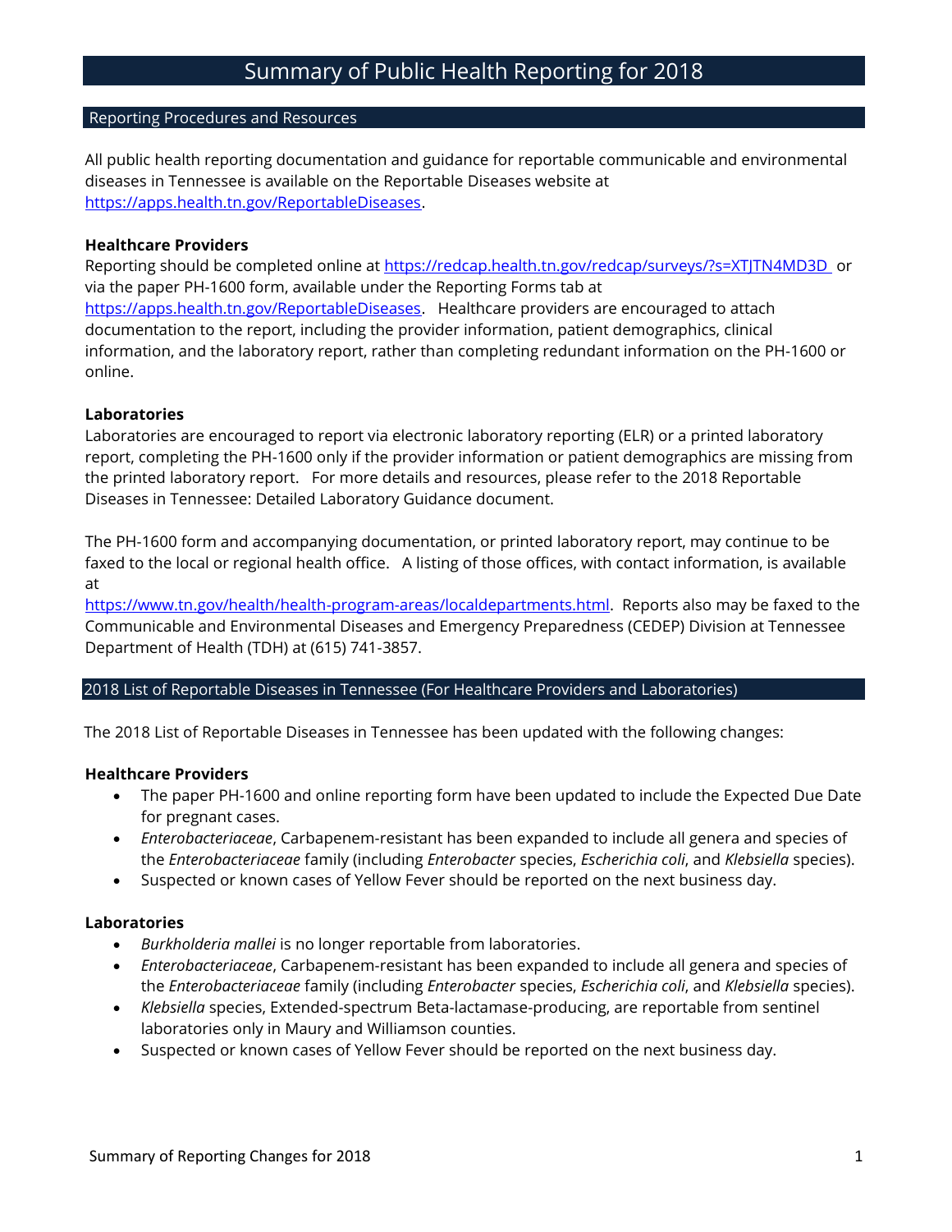# Summary of Public Health Reporting for 2018

## Reporting Procedures and Resources

All public health reporting documentation and guidance for reportable communicable and environmental diseases in Tennessee is available on the Reportable Diseases website at https://apps.health.tn.gov/ReportableDiseases.

**Healthcare Providers**
Reporting should be completed online at https://redcap.health.tn.gov/redcap/surveys/?s=XTJTN4MD3D or via the paper PH-1600 form, available under the Reporting Forms tab at https://apps.health.tn.gov/ReportableDiseases. Healthcare providers are encouraged to attach documentation to the report, including the provider information, patient demographics, clinical information, and the laboratory report, rather than completing redundant information on the PH-1600 or online.

**Laboratories**
Laboratories are encouraged to report via electronic laboratory reporting (ELR) or a printed laboratory report, completing the PH-1600 only if the provider information or patient demographics are missing from the printed laboratory report. For more details and resources, please refer to the 2018 Reportable Diseases in Tennessee: Detailed Laboratory Guidance document.

The PH-1600 form and accompanying documentation, or printed laboratory report, may continue to be faxed to the local or regional health office. A listing of those offices, with contact information, is available at https://www.tn.gov/health/health-program-areas/localdepartments.html. Reports also may be faxed to the Communicable and Environmental Diseases and Emergency Preparedness (CEDEP) Division at Tennessee Department of Health (TDH) at (615) 741-3857.

## 2018 List of Reportable Diseases in Tennessee (For Healthcare Providers and Laboratories)

The 2018 List of Reportable Diseases in Tennessee has been updated with the following changes:

**Healthcare Providers**

- The paper PH-1600 and online reporting form have been updated to include the Expected Due Date for pregnant cases.
- *Enterobacteriaceae*, Carbapenem-resistant has been expanded to include all genera and species of the *Enterobacteriaceae* family (including *Enterobacter* species, *Escherichia coli*, and *Klebsiella* species).
- Suspected or known cases of Yellow Fever should be reported on the next business day.

**Laboratories**

- *Burkholderia mallei* is no longer reportable from laboratories.
- *Enterobacteriaceae*, Carbapenem-resistant has been expanded to include all genera and species of the *Enterobacteriaceae* family (including *Enterobacter* species, *Escherichia coli*, and *Klebsiella* species).
- *Klebsiella* species, Extended-spectrum Beta-lactamase-producing, are reportable from sentinel laboratories only in Maury and Williamson counties.
- Suspected or known cases of Yellow Fever should be reported on the next business day.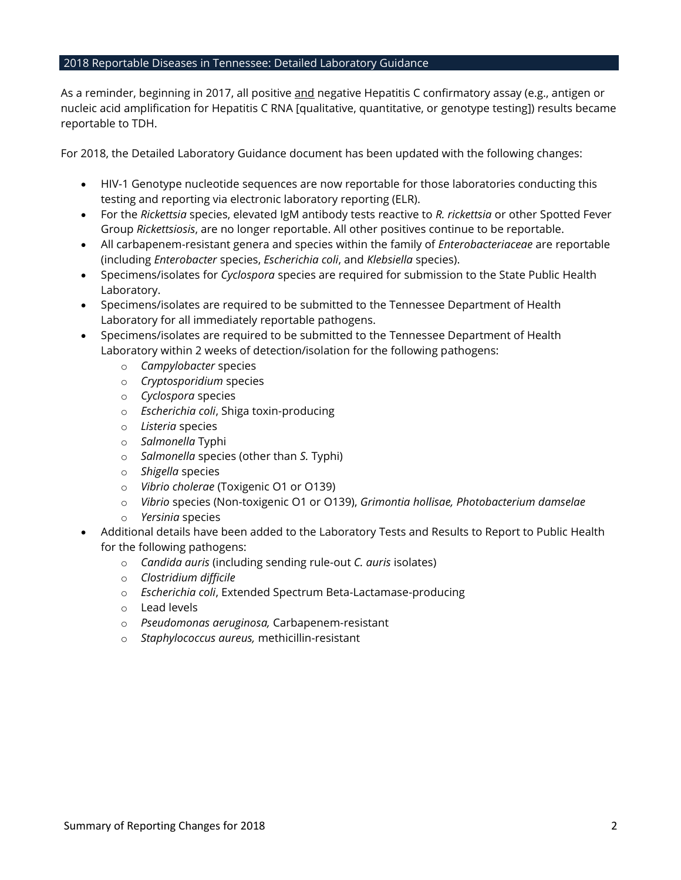## 2018 Reportable Diseases in Tennessee: Detailed Laboratory Guidance

As a reminder, beginning in 2017, all positive <u>and</u> negative Hepatitis C confirmatory assay (e.g., antigen or nucleic acid amplification for Hepatitis C RNA [qualitative, quantitative, or genotype testing]) results became reportable to TDH.

For 2018, the Detailed Laboratory Guidance document has been updated with the following changes:

- HIV-1 Genotype nucleotide sequences are now reportable for those laboratories conducting this testing and reporting via electronic laboratory reporting (ELR).
- For the *Rickettsia* species, elevated IgM antibody tests reactive to *R. rickettsia* or other Spotted Fever Group *Rickettsiosis*, are no longer reportable. All other positives continue to be reportable.
- All carbapenem-resistant genera and species within the family of *Enterobacteriaceae* are reportable (including *Enterobacter* species, *Escherichia coli*, and *Klebsiella* species).
- Specimens/isolates for *Cyclospora* species are required for submission to the State Public Health Laboratory.
- Specimens/isolates are required to be submitted to the Tennessee Department of Health Laboratory for all immediately reportable pathogens.
- Specimens/isolates are required to be submitted to the Tennessee Department of Health Laboratory within 2 weeks of detection/isolation for the following pathogens:
  - *Campylobacter* species
  - *Cryptosporidium* species
  - *Cyclospora* species
  - *Escherichia coli*, Shiga toxin-producing
  - *Listeria* species
  - *Salmonella* Typhi
  - *Salmonella* species (other than *S.* Typhi)
  - *Shigella* species
  - *Vibrio cholerae* (Toxigenic O1 or O139)
  - *Vibrio* species (Non-toxigenic O1 or O139), *Grimontia hollisae, Photobacterium damselae*
  - *Yersinia* species
- Additional details have been added to the Laboratory Tests and Results to Report to Public Health for the following pathogens:
  - *Candida auris* (including sending rule-out *C. auris* isolates)
  - *Clostridium difficile*
  - *Escherichia coli*, Extended Spectrum Beta-Lactamase-producing
  - Lead levels
  - *Pseudomonas aeruginosa,* Carbapenem-resistant
  - *Staphylococcus aureus,* methicillin-resistant